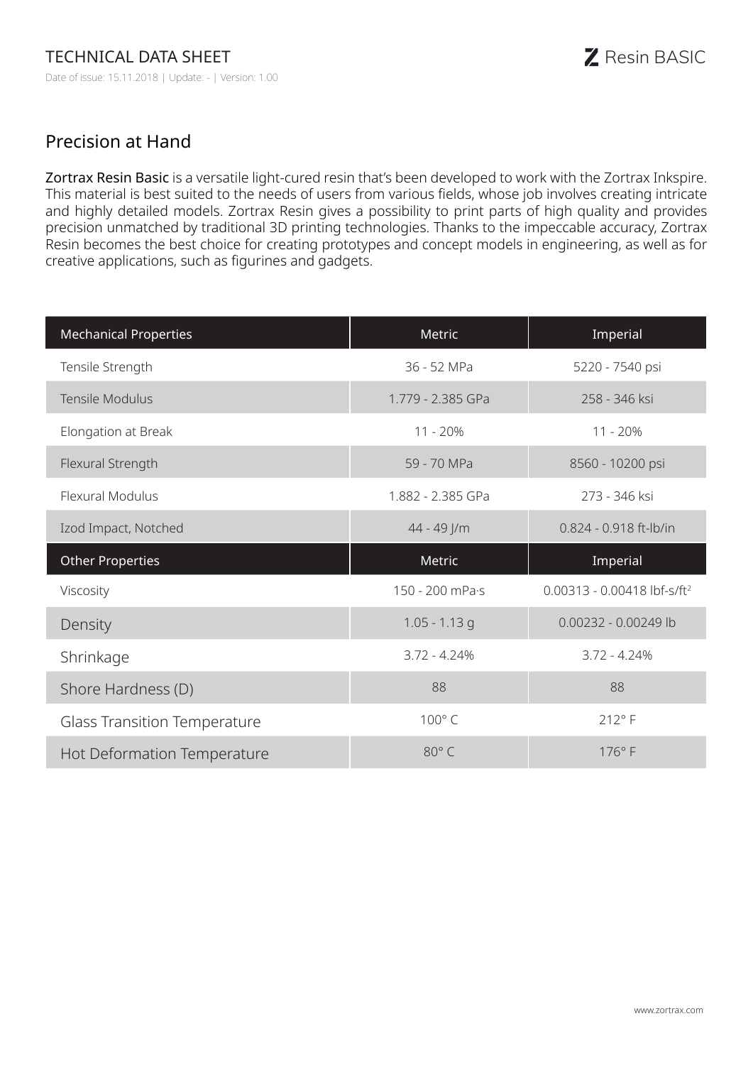# TECHNICAL DATA SHEET

Date of issue: 15.11.2018 | Update: - | Version: 1.00

Resin BASIC

## Precision at Hand

**Zortrax Resin Basic** is a versatile light-cured resin that's been developed to work with the Zortrax Inkspire. This material is best suited to the needs of users from various fields, whose job involves creating intricate and highly detailed models. Zortrax Resin gives a possibility to print parts of high quality and provides precision unmatched by traditional 3D printing technologies. Thanks to the impeccable accuracy, Zortrax Resin becomes the best choice for creating prototypes and concept models in engineering, as well as for creative applications, such as figurines and gadgets.

| Mechanical Properties | Metric | Imperial |
|---|---|---|
| Tensile Strength | 36 - 52 MPa | 5220 - 7540 psi |
| Tensile Modulus | 1.779 - 2.385 GPa | 258 - 346 ksi |
| Elongation at Break | 11 - 20% | 11 - 20% |
| Flexural Strength | 59 - 70 MPa | 8560 - 10200 psi |
| Flexural Modulus | 1.882 - 2.385 GPa | 273 - 346 ksi |
| Izod Impact, Notched | 44 - 49 J/m | 0.824 - 0.918 ft-lb/in |
| **Other Properties** | **Metric** | **Imperial** |
| Viscosity | 150 - 200 mPa·s | 0.00313 - 0.00418 lbf-s/ft$^2$ |
| Density | 1.05 - 1.13 g | 0.00232 - 0.00249 lb |
| Shrinkage | 3.72 - 4.24% | 3.72 - 4.24% |
| Shore Hardness (D) | 88 | 88 |
| Glass Transition Temperature | 100° C | 212° F |
| Hot Deformation Temperature | 80° C | 176° F |

www.zortrax.com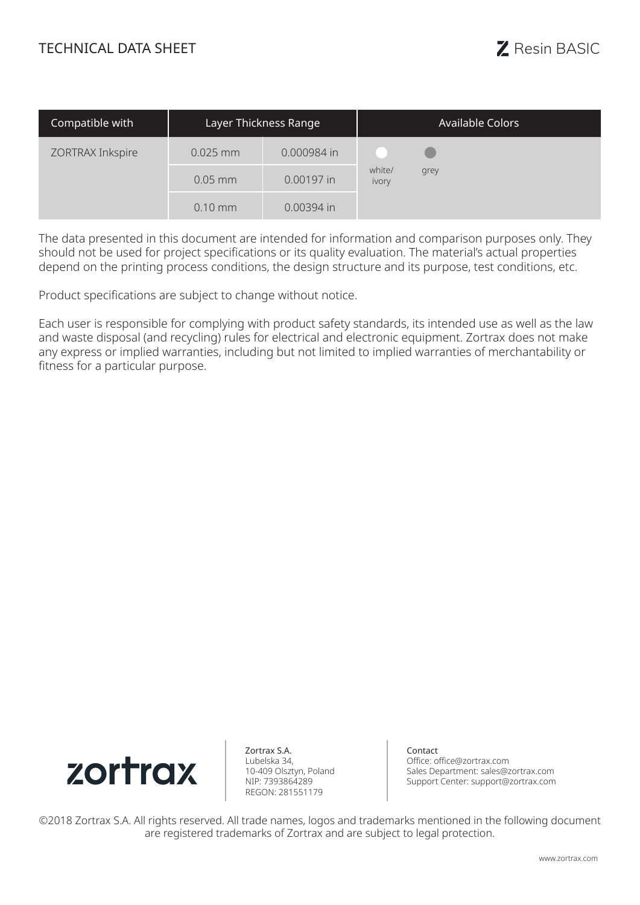| Compatible with | Layer Thickness Range | | Available Colors |
|---|---|---|---|
| ZORTRAX Inkspire | 0.025 mm | 0.000984 in | white/ivory, grey |
| | 0.05 mm | 0.00197 in | |
| | 0.10 mm | 0.00394 in | |

The data presented in this document are intended for information and comparison purposes only. They should not be used for project specifications or its quality evaluation. The material's actual properties depend on the printing process conditions, the design structure and its purpose, test conditions, etc.

Product specifications are subject to change without notice.

Each user is responsible for complying with product safety standards, its intended use as well as the law and waste disposal (and recycling) rules for electrical and electronic equipment. Zortrax does not make any express or implied warranties, including but not limited to implied warranties of merchantability or fitness for a particular purpose.

zortrax

Zortrax S.A.
Lubelska 34,
10-409 Olsztyn, Poland
NIP: 7393864289
REGON: 281551179

Contact
Office: office@zortrax.com
Sales Department: sales@zortrax.com
Support Center: support@zortrax.com

©2018 Zortrax S.A. All rights reserved. All trade names, logos and trademarks mentioned in the following document are registered trademarks of Zortrax and are subject to legal protection.

www.zortrax.com